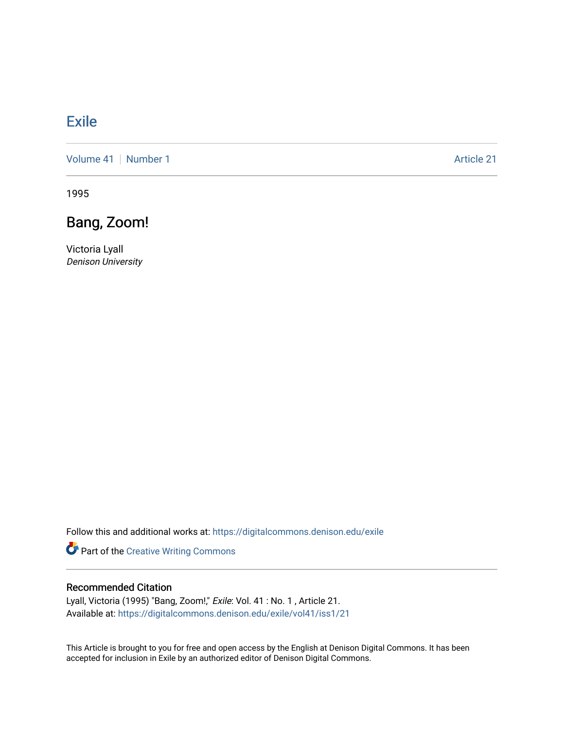# Exile

Volume 41 | Number 1 | Article 21

1995

## Bang, Zoom!

Victoria Lyall
*Denison University*

Follow this and additional works at: https://digitalcommons.denison.edu/exile

Part of the Creative Writing Commons

### Recommended Citation

Lyall, Victoria (1995) "Bang, Zoom!," *Exile*: Vol. 41 : No. 1 , Article 21.
Available at: https://digitalcommons.denison.edu/exile/vol41/iss1/21

This Article is brought to you for free and open access by the English at Denison Digital Commons. It has been accepted for inclusion in Exile by an authorized editor of Denison Digital Commons.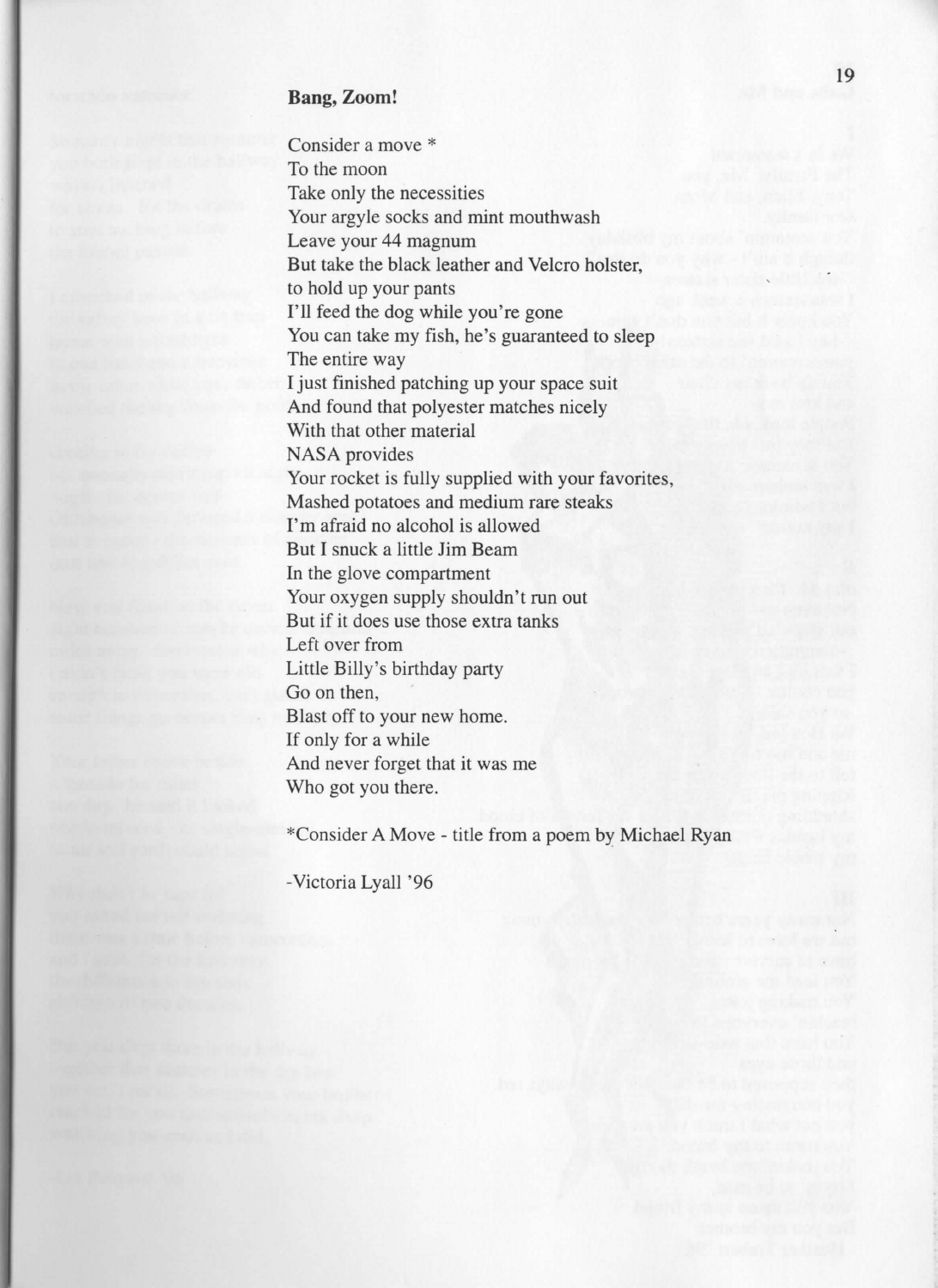**Bang, Zoom!**

Consider a move *  
To the moon  
Take only the necessities  
Your argyle socks and mint mouthwash  
Leave your 44 magnum  
But take the black leather and Velcro holster,  
to hold up your pants  
I'll feed the dog while you're gone  
You can take my fish, he's guaranteed to sleep  
The entire way  
I just finished patching up your space suit  
And found that polyester matches nicely  
With that other material  
NASA provides  
Your rocket is fully supplied with your favorites,  
Mashed potatoes and medium rare steaks  
I'm afraid no alcohol is allowed  
But I snuck a little Jim Beam  
In the glove compartment  
Your oxygen supply shouldn't run out  
But if it does use those extra tanks  
Left over from  
Little Billy's birthday party  
Go on then,  
Blast off to your new home.  
If only for a while  
And never forget that it was me  
Who got you there.

*Consider A Move - title from a poem by Michael Ryan

-Victoria Lyall '96